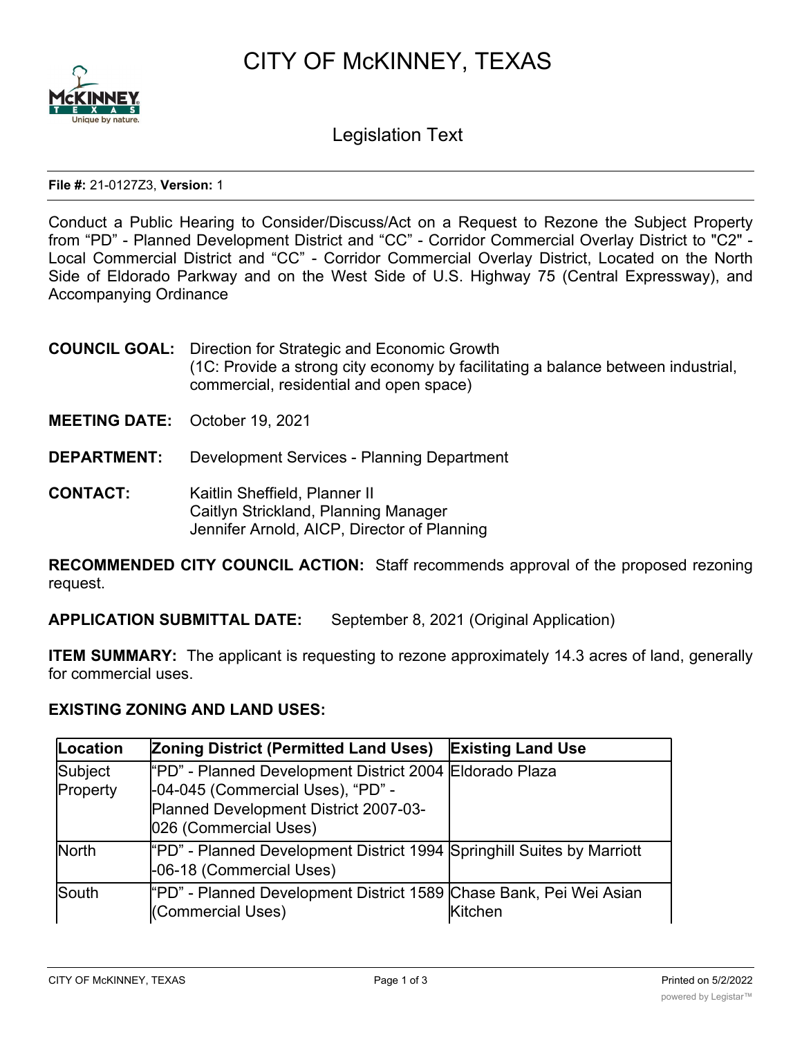# CITY OF McKINNEY, TEXAS

## Legislation Text

**File #:** 21-0127Z3, **Version:** 1

Conduct a Public Hearing to Consider/Discuss/Act on a Request to Rezone the Subject Property from "PD" - Planned Development District and "CC" - Corridor Commercial Overlay District to "C2" - Local Commercial District and "CC" - Corridor Commercial Overlay District, Located on the North Side of Eldorado Parkway and on the West Side of U.S. Highway 75 (Central Expressway), and Accompanying Ordinance

**COUNCIL GOAL:** Direction for Strategic and Economic Growth
(1C: Provide a strong city economy by facilitating a balance between industrial, commercial, residential and open space)

**MEETING DATE:** October 19, 2021

**DEPARTMENT:** Development Services - Planning Department

**CONTACT:** Kaitlin Sheffield, Planner II
Caitlyn Strickland, Planning Manager
Jennifer Arnold, AICP, Director of Planning

**RECOMMENDED CITY COUNCIL ACTION:** Staff recommends approval of the proposed rezoning request.

**APPLICATION SUBMITTAL DATE:** September 8, 2021 (Original Application)

**ITEM SUMMARY:** The applicant is requesting to rezone approximately 14.3 acres of land, generally for commercial uses.

**EXISTING ZONING AND LAND USES:**

| Location | Zoning District (Permitted Land Uses) | Existing Land Use |
|---|---|---|
| Subject Property | "PD" - Planned Development District 2004-04-045 (Commercial Uses), "PD" - Planned Development District 2007-03-026 (Commercial Uses) | Eldorado Plaza |
| North | "PD" - Planned Development District 1994-06-18 (Commercial Uses) | Springhill Suites by Marriott |
| South | "PD" - Planned Development District 1589 (Commercial Uses) | Chase Bank, Pei Wei Asian Kitchen |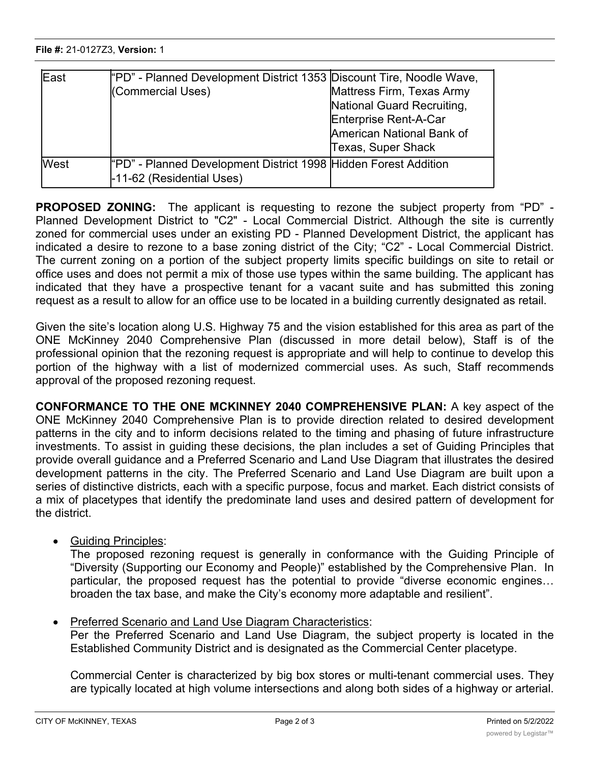| East | "PD" - Planned Development District 1353 (Commercial Uses) | Discount Tire, Noodle Wave, Mattress Firm, Texas Army National Guard Recruiting, Enterprise Rent-A-Car American National Bank of Texas, Super Shack |
|---|---|---|
| West | "PD" - Planned Development District 1998-11-62 (Residential Uses) | Hidden Forest Addition |

**PROPOSED ZONING:** The applicant is requesting to rezone the subject property from "PD" - Planned Development District to "C2" - Local Commercial District. Although the site is currently zoned for commercial uses under an existing PD - Planned Development District, the applicant has indicated a desire to rezone to a base zoning district of the City; "C2" - Local Commercial District. The current zoning on a portion of the subject property limits specific buildings on site to retail or office uses and does not permit a mix of those use types within the same building. The applicant has indicated that they have a prospective tenant for a vacant suite and has submitted this zoning request as a result to allow for an office use to be located in a building currently designated as retail.

Given the site's location along U.S. Highway 75 and the vision established for this area as part of the ONE McKinney 2040 Comprehensive Plan (discussed in more detail below), Staff is of the professional opinion that the rezoning request is appropriate and will help to continue to develop this portion of the highway with a list of modernized commercial uses. As such, Staff recommends approval of the proposed rezoning request.

**CONFORMANCE TO THE ONE MCKINNEY 2040 COMPREHENSIVE PLAN:** A key aspect of the ONE McKinney 2040 Comprehensive Plan is to provide direction related to desired development patterns in the city and to inform decisions related to the timing and phasing of future infrastructure investments. To assist in guiding these decisions, the plan includes a set of Guiding Principles that provide overall guidance and a Preferred Scenario and Land Use Diagram that illustrates the desired development patterns in the city. The Preferred Scenario and Land Use Diagram are built upon a series of distinctive districts, each with a specific purpose, focus and market. Each district consists of a mix of placetypes that identify the predominate land uses and desired pattern of development for the district.

- Guiding Principles:
  The proposed rezoning request is generally in conformance with the Guiding Principle of "Diversity (Supporting our Economy and People)" established by the Comprehensive Plan. In particular, the proposed request has the potential to provide "diverse economic engines… broaden the tax base, and make the City's economy more adaptable and resilient".

- Preferred Scenario and Land Use Diagram Characteristics:
  Per the Preferred Scenario and Land Use Diagram, the subject property is located in the Established Community District and is designated as the Commercial Center placetype.

  Commercial Center is characterized by big box stores or multi-tenant commercial uses. They are typically located at high volume intersections and along both sides of a highway or arterial.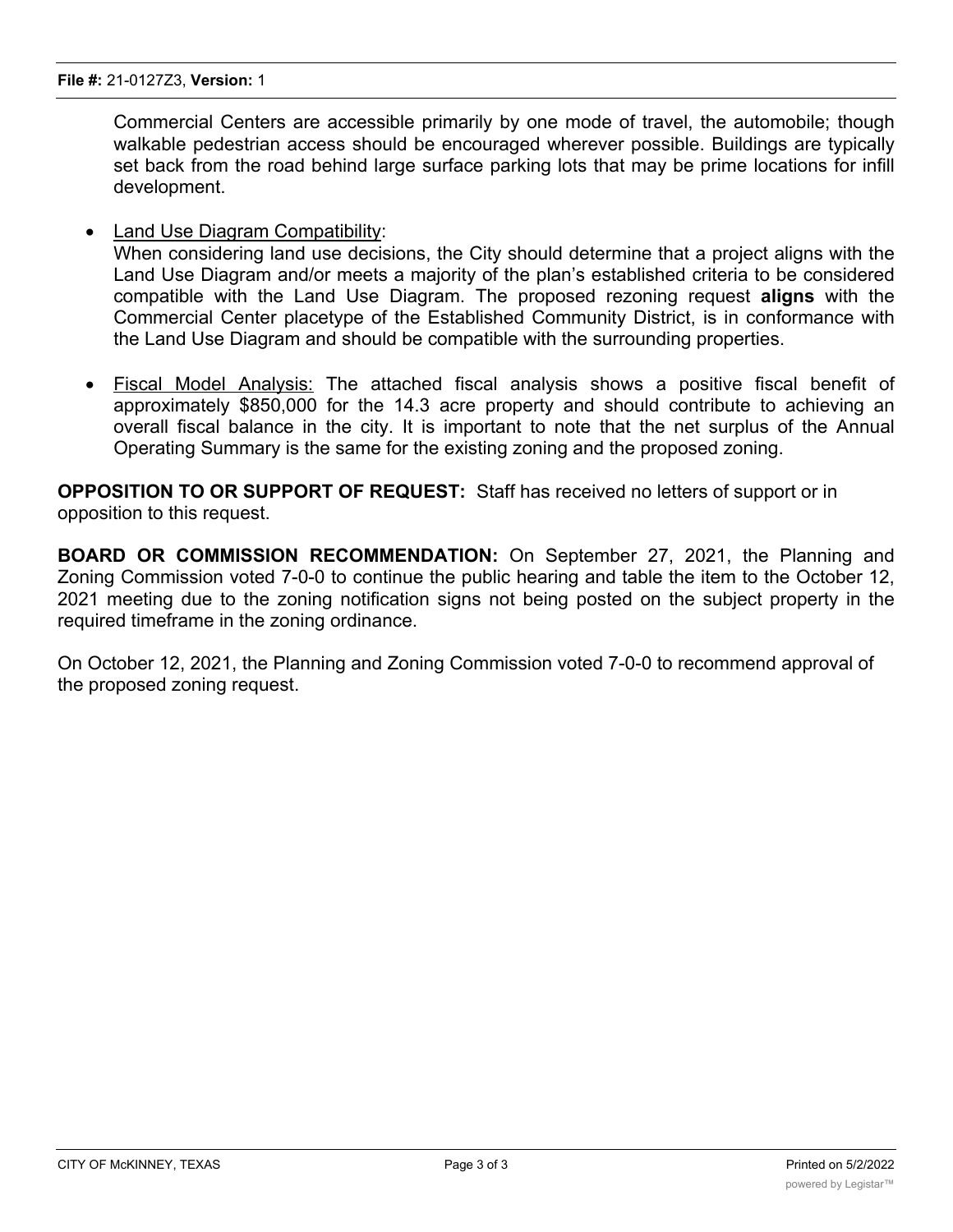Commercial Centers are accessible primarily by one mode of travel, the automobile; though walkable pedestrian access should be encouraged wherever possible. Buildings are typically set back from the road behind large surface parking lots that may be prime locations for infill development.

- Land Use Diagram Compatibility:
  When considering land use decisions, the City should determine that a project aligns with the Land Use Diagram and/or meets a majority of the plan's established criteria to be considered compatible with the Land Use Diagram. The proposed rezoning request **aligns** with the Commercial Center placetype of the Established Community District, is in conformance with the Land Use Diagram and should be compatible with the surrounding properties.

- Fiscal Model Analysis: The attached fiscal analysis shows a positive fiscal benefit of approximately $850,000 for the 14.3 acre property and should contribute to achieving an overall fiscal balance in the city. It is important to note that the net surplus of the Annual Operating Summary is the same for the existing zoning and the proposed zoning.

**OPPOSITION TO OR SUPPORT OF REQUEST:** Staff has received no letters of support or in opposition to this request.

**BOARD OR COMMISSION RECOMMENDATION:** On September 27, 2021, the Planning and Zoning Commission voted 7-0-0 to continue the public hearing and table the item to the October 12, 2021 meeting due to the zoning notification signs not being posted on the subject property in the required timeframe in the zoning ordinance.

On October 12, 2021, the Planning and Zoning Commission voted 7-0-0 to recommend approval of the proposed zoning request.